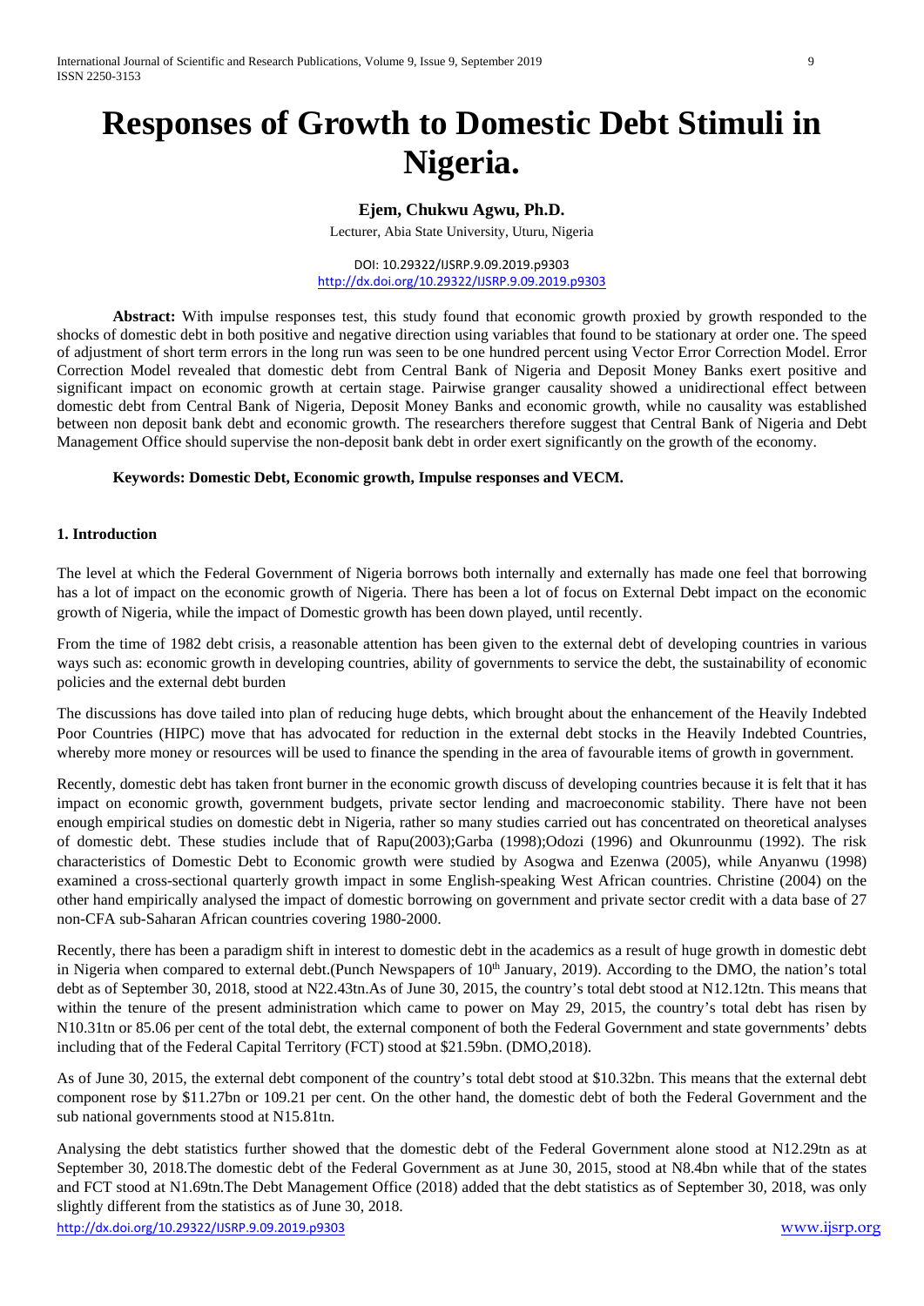# Responses of Growth to Domestic Debt Stimuli in Nigeria.

**Ejem, Chukwu Agwu, Ph.D.**

Lecturer, Abia State University, Uturu, Nigeria

DOI: 10.29322/IJSRP.9.09.2019.p9303
http://dx.doi.org/10.29322/IJSRP.9.09.2019.p9303

**Abstract:** With impulse responses test, this study found that economic growth proxied by growth responded to the shocks of domestic debt in both positive and negative direction using variables that found to be stationary at order one. The speed of adjustment of short term errors in the long run was seen to be one hundred percent using Vector Error Correction Model. Error Correction Model revealed that domestic debt from Central Bank of Nigeria and Deposit Money Banks exert positive and significant impact on economic growth at certain stage. Pairwise granger causality showed a unidirectional effect between domestic debt from Central Bank of Nigeria, Deposit Money Banks and economic growth, while no causality was established between non deposit bank debt and economic growth. The researchers therefore suggest that Central Bank of Nigeria and Debt Management Office should supervise the non-deposit bank debt in order exert significantly on the growth of the economy.

**Keywords: Domestic Debt, Economic growth, Impulse responses and VECM.**

## 1. Introduction

The level at which the Federal Government of Nigeria borrows both internally and externally has made one feel that borrowing has a lot of impact on the economic growth of Nigeria. There has been a lot of focus on External Debt impact on the economic growth of Nigeria, while the impact of Domestic growth has been down played, until recently.

From the time of 1982 debt crisis, a reasonable attention has been given to the external debt of developing countries in various ways such as: economic growth in developing countries, ability of governments to service the debt, the sustainability of economic policies and the external debt burden

The discussions has dove tailed into plan of reducing huge debts, which brought about the enhancement of the Heavily Indebted Poor Countries (HIPC) move that has advocated for reduction in the external debt stocks in the Heavily Indebted Countries, whereby more money or resources will be used to finance the spending in the area of favourable items of growth in government.

Recently, domestic debt has taken front burner in the economic growth discuss of developing countries because it is felt that it has impact on economic growth, government budgets, private sector lending and macroeconomic stability. There have not been enough empirical studies on domestic debt in Nigeria, rather so many studies carried out has concentrated on theoretical analyses of domestic debt. These studies include that of Rapu(2003);Garba (1998);Odozi (1996) and Okunrounmu (1992). The risk characteristics of Domestic Debt to Economic growth were studied by Asogwa and Ezenwa (2005), while Anyanwu (1998) examined a cross-sectional quarterly growth impact in some English-speaking West African countries. Christine (2004) on the other hand empirically analysed the impact of domestic borrowing on government and private sector credit with a data base of 27 non-CFA sub-Saharan African countries covering 1980-2000.

Recently, there has been a paradigm shift in interest to domestic debt in the academics as a result of huge growth in domestic debt in Nigeria when compared to external debt.(Punch Newspapers of 10th January, 2019). According to the DMO, the nation's total debt as of September 30, 2018, stood at N22.43tn.As of June 30, 2015, the country's total debt stood at N12.12tn. This means that within the tenure of the present administration which came to power on May 29, 2015, the country's total debt has risen by N10.31tn or 85.06 per cent of the total debt, the external component of both the Federal Government and state governments' debts including that of the Federal Capital Territory (FCT) stood at $21.59bn. (DMO,2018).

As of June 30, 2015, the external debt component of the country's total debt stood at $10.32bn. This means that the external debt component rose by $11.27bn or 109.21 per cent. On the other hand, the domestic debt of both the Federal Government and the sub national governments stood at N15.81tn.

Analysing the debt statistics further showed that the domestic debt of the Federal Government alone stood at N12.29tn as at September 30, 2018.The domestic debt of the Federal Government as at June 30, 2015, stood at N8.4bn while that of the states and FCT stood at N1.69tn.The Debt Management Office (2018) added that the debt statistics as of September 30, 2018, was only slightly different from the statistics as of June 30, 2018.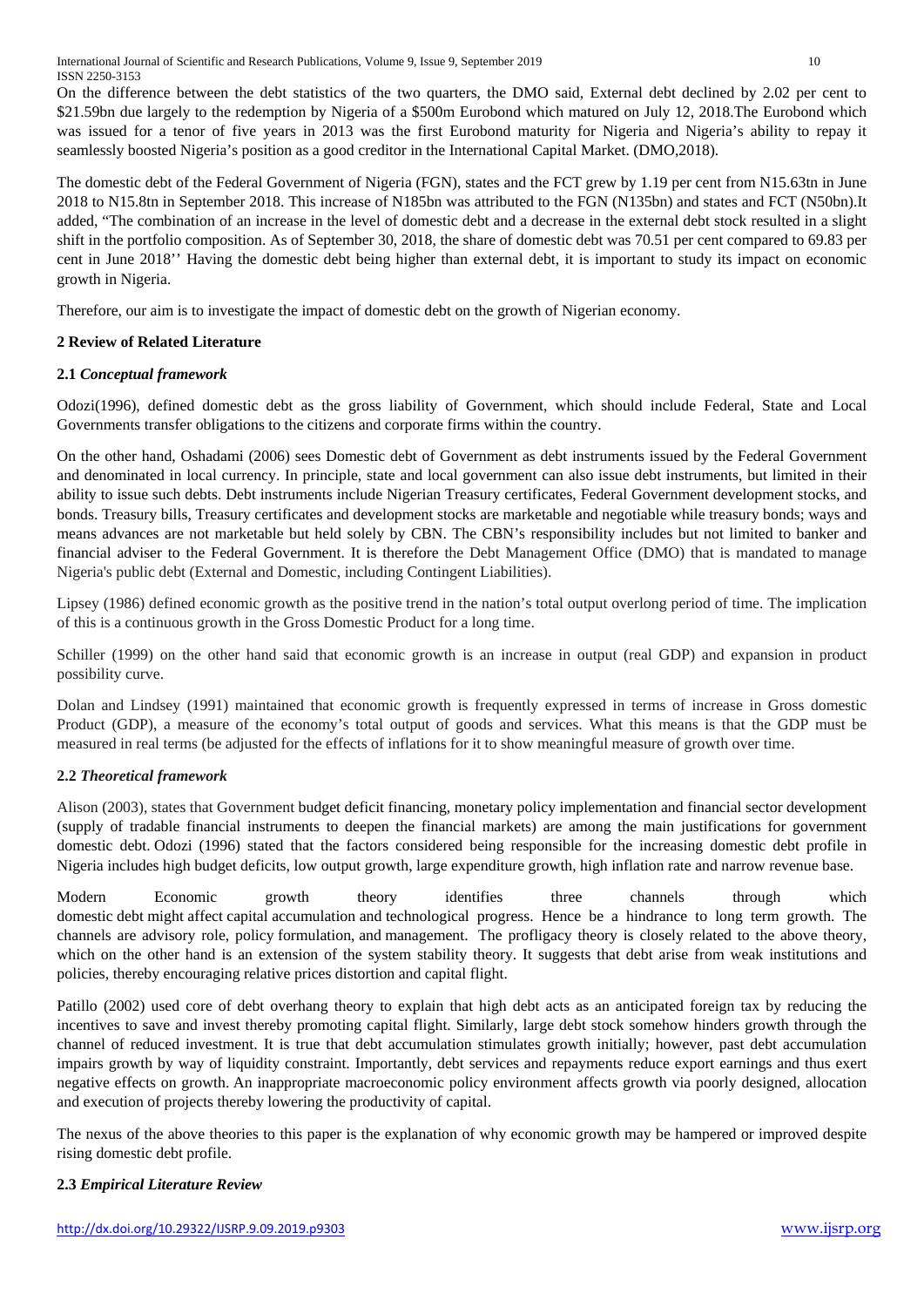On the difference between the debt statistics of the two quarters, the DMO said, External debt declined by 2.02 per cent to $21.59bn due largely to the redemption by Nigeria of a $500m Eurobond which matured on July 12, 2018.The Eurobond which was issued for a tenor of five years in 2013 was the first Eurobond maturity for Nigeria and Nigeria's ability to repay it seamlessly boosted Nigeria's position as a good creditor in the International Capital Market. (DMO,2018).

The domestic debt of the Federal Government of Nigeria (FGN), states and the FCT grew by 1.19 per cent from N15.63tn in June 2018 to N15.8tn in September 2018. This increase of N185bn was attributed to the FGN (N135bn) and states and FCT (N50bn).It added, "The combination of an increase in the level of domestic debt and a decrease in the external debt stock resulted in a slight shift in the portfolio composition. As of September 30, 2018, the share of domestic debt was 70.51 per cent compared to 69.83 per cent in June 2018'' Having the domestic debt being higher than external debt, it is important to study its impact on economic growth in Nigeria.

Therefore, our aim is to investigate the impact of domestic debt on the growth of Nigerian economy.

## 2 Review of Related Literature

### 2.1 *Conceptual framework*

Odozi(1996), defined domestic debt as the gross liability of Government, which should include Federal, State and Local Governments transfer obligations to the citizens and corporate firms within the country.

On the other hand, Oshadami (2006) sees Domestic debt of Government as debt instruments issued by the Federal Government and denominated in local currency. In principle, state and local government can also issue debt instruments, but limited in their ability to issue such debts. Debt instruments include Nigerian Treasury certificates, Federal Government development stocks, and bonds. Treasury bills, Treasury certificates and development stocks are marketable and negotiable while treasury bonds; ways and means advances are not marketable but held solely by CBN. The CBN's responsibility includes but not limited to banker and financial adviser to the Federal Government. It is therefore the Debt Management Office (DMO) that is mandated to manage Nigeria's public debt (External and Domestic, including Contingent Liabilities).

Lipsey (1986) defined economic growth as the positive trend in the nation's total output overlong period of time. The implication of this is a continuous growth in the Gross Domestic Product for a long time.

Schiller (1999) on the other hand said that economic growth is an increase in output (real GDP) and expansion in product possibility curve.

Dolan and Lindsey (1991) maintained that economic growth is frequently expressed in terms of increase in Gross domestic Product (GDP), a measure of the economy's total output of goods and services. What this means is that the GDP must be measured in real terms (be adjusted for the effects of inflations for it to show meaningful measure of growth over time.

### 2.2 *Theoretical framework*

Alison (2003), states that Government budget deficit financing, monetary policy implementation and financial sector development (supply of tradable financial instruments to deepen the financial markets) are among the main justifications for government domestic debt. Odozi (1996) stated that the factors considered being responsible for the increasing domestic debt profile in Nigeria includes high budget deficits, low output growth, large expenditure growth, high inflation rate and narrow revenue base.

Modern Economic growth theory identifies three channels through which domestic debt might affect capital accumulation and technological progress. Hence be a hindrance to long term growth. The channels are advisory role, policy formulation, and management. The profligacy theory is closely related to the above theory, which on the other hand is an extension of the system stability theory. It suggests that debt arise from weak institutions and policies, thereby encouraging relative prices distortion and capital flight.

Patillo (2002) used core of debt overhang theory to explain that high debt acts as an anticipated foreign tax by reducing the incentives to save and invest thereby promoting capital flight. Similarly, large debt stock somehow hinders growth through the channel of reduced investment. It is true that debt accumulation stimulates growth initially; however, past debt accumulation impairs growth by way of liquidity constraint. Importantly, debt services and repayments reduce export earnings and thus exert negative effects on growth. An inappropriate macroeconomic policy environment affects growth via poorly designed, allocation and execution of projects thereby lowering the productivity of capital.

The nexus of the above theories to this paper is the explanation of why economic growth may be hampered or improved despite rising domestic debt profile.

### 2.3 *Empirical Literature Review*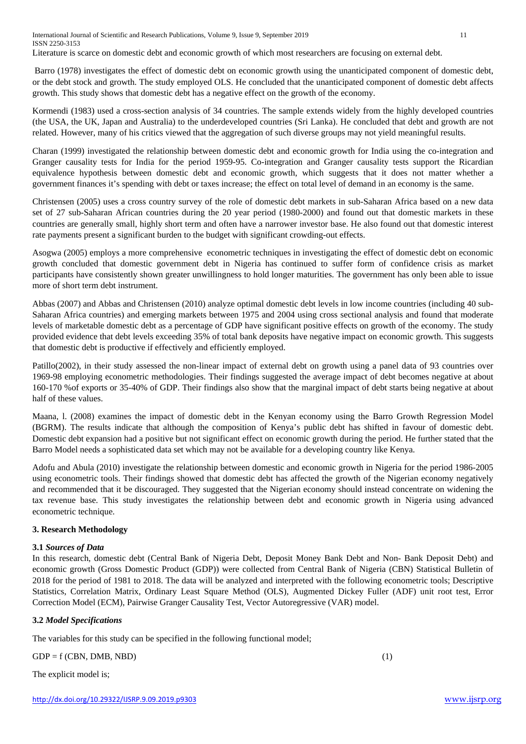Literature is scarce on domestic debt and economic growth of which most researchers are focusing on external debt.

Barro (1978) investigates the effect of domestic debt on economic growth using the unanticipated component of domestic debt, or the debt stock and growth. The study employed OLS. He concluded that the unanticipated component of domestic debt affects growth. This study shows that domestic debt has a negative effect on the growth of the economy.

Kormendi (1983) used a cross-section analysis of 34 countries. The sample extends widely from the highly developed countries (the USA, the UK, Japan and Australia) to the underdeveloped countries (Sri Lanka). He concluded that debt and growth are not related. However, many of his critics viewed that the aggregation of such diverse groups may not yield meaningful results.

Charan (1999) investigated the relationship between domestic debt and economic growth for India using the co-integration and Granger causality tests for India for the period 1959-95. Co-integration and Granger causality tests support the Ricardian equivalence hypothesis between domestic debt and economic growth, which suggests that it does not matter whether a government finances it's spending with debt or taxes increase; the effect on total level of demand in an economy is the same.

Christensen (2005) uses a cross country survey of the role of domestic debt markets in sub-Saharan Africa based on a new data set of 27 sub-Saharan African countries during the 20 year period (1980-2000) and found out that domestic markets in these countries are generally small, highly short term and often have a narrower investor base. He also found out that domestic interest rate payments present a significant burden to the budget with significant crowding-out effects.

Asogwa (2005) employs a more comprehensive econometric techniques in investigating the effect of domestic debt on economic growth concluded that domestic government debt in Nigeria has continued to suffer form of confidence crisis as market participants have consistently shown greater unwillingness to hold longer maturities. The government has only been able to issue more of short term debt instrument.

Abbas (2007) and Abbas and Christensen (2010) analyze optimal domestic debt levels in low income countries (including 40 sub-Saharan Africa countries) and emerging markets between 1975 and 2004 using cross sectional analysis and found that moderate levels of marketable domestic debt as a percentage of GDP have significant positive effects on growth of the economy. The study provided evidence that debt levels exceeding 35% of total bank deposits have negative impact on economic growth. This suggests that domestic debt is productive if effectively and efficiently employed.

Patillo(2002), in their study assessed the non-linear impact of external debt on growth using a panel data of 93 countries over 1969-98 employing econometric methodologies. Their findings suggested the average impact of debt becomes negative at about 160-170 %of exports or 35-40% of GDP. Their findings also show that the marginal impact of debt starts being negative at about half of these values.

Maana, l. (2008) examines the impact of domestic debt in the Kenyan economy using the Barro Growth Regression Model (BGRM). The results indicate that although the composition of Kenya's public debt has shifted in favour of domestic debt. Domestic debt expansion had a positive but not significant effect on economic growth during the period. He further stated that the Barro Model needs a sophisticated data set which may not be available for a developing country like Kenya.

Adofu and Abula (2010) investigate the relationship between domestic and economic growth in Nigeria for the period 1986-2005 using econometric tools. Their findings showed that domestic debt has affected the growth of the Nigerian economy negatively and recommended that it be discouraged. They suggested that the Nigerian economy should instead concentrate on widening the tax revenue base. This study investigates the relationship between debt and economic growth in Nigeria using advanced econometric technique.

## 3. Research Methodology

### 3.1 *Sources of Data*

In this research, domestic debt (Central Bank of Nigeria Debt, Deposit Money Bank Debt and Non- Bank Deposit Debt) and economic growth (Gross Domestic Product (GDP)) were collected from Central Bank of Nigeria (CBN) Statistical Bulletin of 2018 for the period of 1981 to 2018. The data will be analyzed and interpreted with the following econometric tools; Descriptive Statistics, Correlation Matrix, Ordinary Least Square Method (OLS), Augmented Dickey Fuller (ADF) unit root test, Error Correction Model (ECM), Pairwise Granger Causality Test, Vector Autoregressive (VAR) model.

### 3.2 *Model Specifications*

The variables for this study can be specified in the following functional model;

$$GDP = f\,(CBN, DMB, NBD) \quad (1)$$

The explicit model is;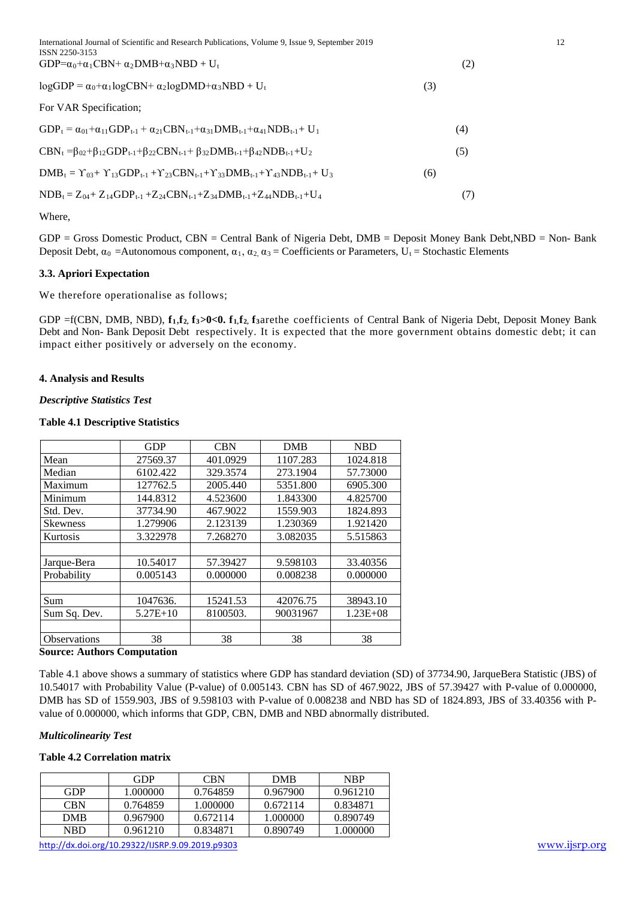$$GDP=\alpha_0+\alpha_1 CBN+ \alpha_2 DMB+\alpha_3 NBD + U_t \quad (2)$$

$$\log GDP = \alpha_0+\alpha_1 \log CBN+ \alpha_2 \log DMD+\alpha_3 NBD + U_t \quad (3)$$

For VAR Specification;

$$GDP_t = \alpha_{01}+\alpha_{11}GDP_{t-1} + \alpha_{21}CBN_{t-1}+\alpha_{31}DMB_{t-1}+\alpha_{41}NDB_{t-1}+ U_1 \quad (4)$$

$$CBN_t =\beta_{02}+\beta_{12}GDP_{t-1}+\beta_{22}CBN_{t-1}+ \beta_{32}DMB_{t-1}+\beta_{42}NDB_{t-1}+U_2 \quad (5)$$

$$DMB_t = \Upsilon_{03}+ \Upsilon_{13}GDP_{t-1} +\Upsilon_{23}CBN_{t-1}+\Upsilon_{33}DMB_{t-1}+\Upsilon_{43}NDB_{t-1}+ U_3 \quad (6)$$

$$NDB_t = Z_{04}+ Z_{14}GDP_{t-1} +Z_{24}CBN_{t-1}+Z_{34}DMB_{t-1}+Z_{44}NDB_{t-1}+U_4 \quad (7)$$

Where,

GDP = Gross Domestic Product, CBN = Central Bank of Nigeria Debt, DMB = Deposit Money Bank Debt,NBD = Non- Bank Deposit Debt, $\alpha_0$ =Autonomous component, $\alpha_1$, $\alpha_2$, $\alpha_3$ = Coefficients or Parameters, $U_t$ = Stochastic Elements

### 3.3. Apriori Expectation

We therefore operationalise as follows;

GDP =f(CBN, DMB, NBD), **$f_1$,$f_2$, $f_3$>0<0. $f_1$,$f_2$, $f_3$**arethe coefficients of Central Bank of Nigeria Debt, Deposit Money Bank Debt and Non- Bank Deposit Debt respectively. It is expected that the more government obtains domestic debt; it can impact either positively or adversely on the economy.

## 4. Analysis and Results

***Descriptive Statistics Test***

**Table 4.1 Descriptive Statistics**

| | GDP | CBN | DMB | NBD |
|---|---|---|---|---|
| Mean | 27569.37 | 401.0929 | 1107.283 | 1024.818 |
| Median | 6102.422 | 329.3574 | 273.1904 | 57.73000 |
| Maximum | 127762.5 | 2005.440 | 5351.800 | 6905.300 |
| Minimum | 144.8312 | 4.523600 | 1.843300 | 4.825700 |
| Std. Dev. | 37734.90 | 467.9022 | 1559.903 | 1824.893 |
| Skewness | 1.279906 | 2.123139 | 1.230369 | 1.921420 |
| Kurtosis | 3.322978 | 7.268270 | 3.082035 | 5.515863 |
| | | | | |
| Jarque-Bera | 10.54017 | 57.39427 | 9.598103 | 33.40356 |
| Probability | 0.005143 | 0.000000 | 0.008238 | 0.000000 |
| | | | | |
| Sum | 1047636. | 15241.53 | 42076.75 | 38943.10 |
| Sum Sq. Dev. | 5.27E+10 | 8100503. | 90031967 | 1.23E+08 |
| | | | | |
| Observations | 38 | 38 | 38 | 38 |

**Source: Authors Computation**

Table 4.1 above shows a summary of statistics where GDP has standard deviation (SD) of 37734.90, JarqueBera Statistic (JBS) of 10.54017 with Probability Value (P-value) of 0.005143. CBN has SD of 467.9022, JBS of 57.39427 with P-value of 0.000000, DMB has SD of 1559.903, JBS of 9.598103 with P-value of 0.008238 and NBD has SD of 1824.893, JBS of 33.40356 with P-value of 0.000000, which informs that GDP, CBN, DMB and NBD abnormally distributed.

***Multicolinearity Test***

**Table 4.2 Correlation matrix**

| | GDP | CBN | DMB | NBP |
|---|---|---|---|---|
| GDP | 1.000000 | 0.764859 | 0.967900 | 0.961210 |
| CBN | 0.764859 | 1.000000 | 0.672114 | 0.834871 |
| DMB | 0.967900 | 0.672114 | 1.000000 | 0.890749 |
| NBD | 0.961210 | 0.834871 | 0.890749 | 1.000000 |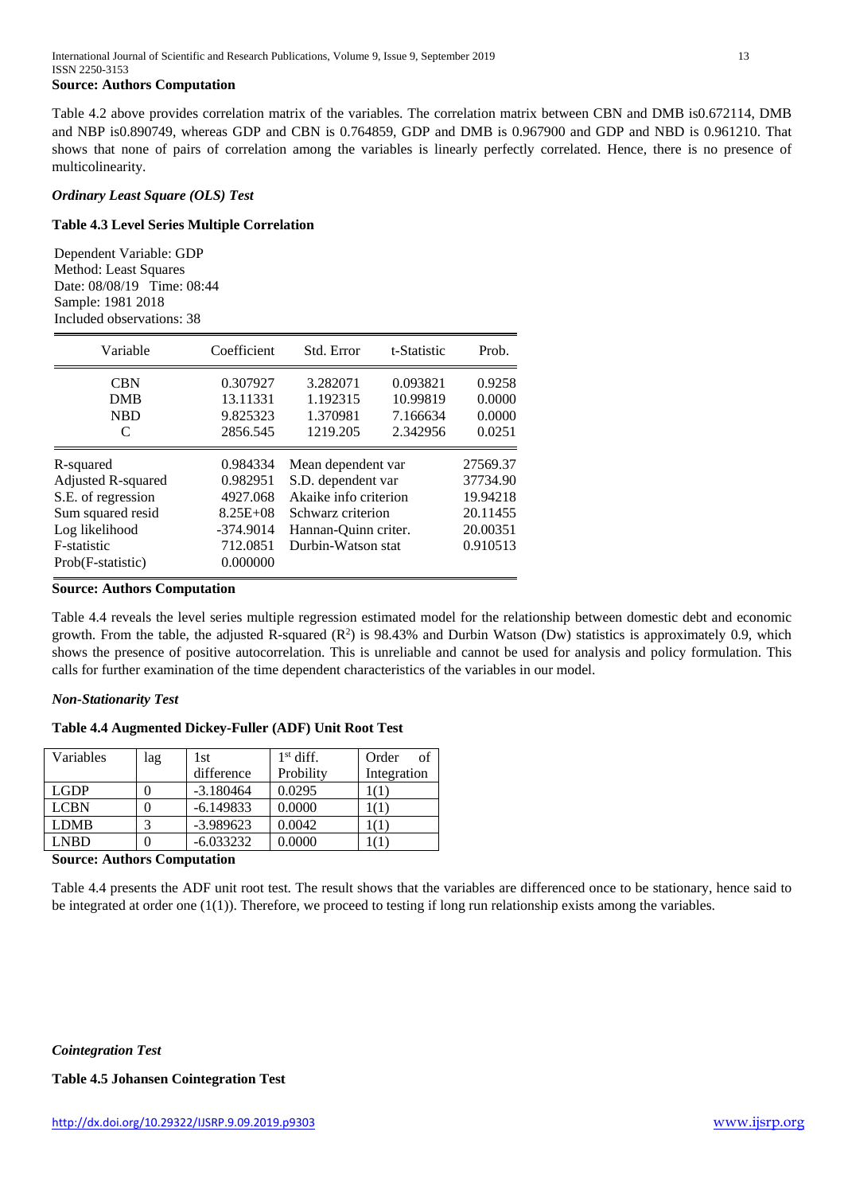**Source: Authors Computation**

Table 4.2 above provides correlation matrix of the variables. The correlation matrix between CBN and DMB is0.672114, DMB and NBP is0.890749, whereas GDP and CBN is 0.764859, GDP and DMB is 0.967900 and GDP and NBD is 0.961210. That shows that none of pairs of correlation among the variables is linearly perfectly correlated. Hence, there is no presence of multicolinearity.

***Ordinary Least Square (OLS) Test***

**Table 4.3 Level Series Multiple Correlation**

Dependent Variable: GDP
Method: Least Squares
Date: 08/08/19 Time: 08:44
Sample: 1981 2018
Included observations: 38

| Variable | Coefficient | Std. Error | t-Statistic | Prob. |
|---|---|---|---|---|
| CBN | 0.307927 | 3.282071 | 0.093821 | 0.9258 |
| DMB | 13.11331 | 1.192315 | 10.99819 | 0.0000 |
| NBD | 9.825323 | 1.370981 | 7.166634 | 0.0000 |
| C | 2856.545 | 1219.205 | 2.342956 | 0.0251 |
| R-squared | 0.984334 | Mean dependent var | | 27569.37 |
| Adjusted R-squared | 0.982951 | S.D. dependent var | | 37734.90 |
| S.E. of regression | 4927.068 | Akaike info criterion | | 19.94218 |
| Sum squared resid | 8.25E+08 | Schwarz criterion | | 20.11455 |
| Log likelihood | -374.9014 | Hannan-Quinn criter. | | 20.00351 |
| F-statistic | 712.0851 | Durbin-Watson stat | | 0.910513 |
| Prob(F-statistic) | 0.000000 | | | |

**Source: Authors Computation**

Table 4.4 reveals the level series multiple regression estimated model for the relationship between domestic debt and economic growth. From the table, the adjusted R-squared ($R^2$) is 98.43% and Durbin Watson (Dw) statistics is approximately 0.9, which shows the presence of positive autocorrelation. This is unreliable and cannot be used for analysis and policy formulation. This calls for further examination of the time dependent characteristics of the variables in our model.

***Non-Stationarity Test***

**Table 4.4 Augmented Dickey-Fuller (ADF) Unit Root Test**

| Variables | lag | 1st difference | $1^{st}$ diff. Probility | Order of Integration |
|---|---|---|---|---|
| LGDP | 0 | -3.180464 | 0.0295 | 1(1) |
| LCBN | 0 | -6.149833 | 0.0000 | 1(1) |
| LDMB | 3 | -3.989623 | 0.0042 | 1(1) |
| LNBD | 0 | -6.033232 | 0.0000 | 1(1) |

**Source: Authors Computation**

Table 4.4 presents the ADF unit root test. The result shows that the variables are differenced once to be stationary, hence said to be integrated at order one (1(1)). Therefore, we proceed to testing if long run relationship exists among the variables.

***Cointegration Test***

**Table 4.5 Johansen Cointegration Test**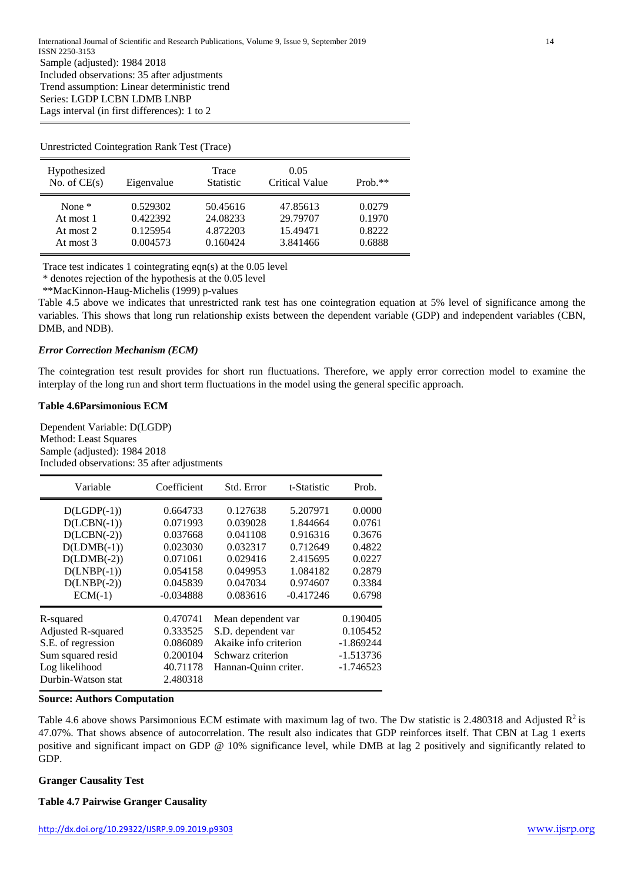Sample (adjusted): 1984 2018
Included observations: 35 after adjustments
Trend assumption: Linear deterministic trend
Series: LGDP LCBN LDMB LNBP
Lags interval (in first differences): 1 to 2

Unrestricted Cointegration Rank Test (Trace)

| Hypothesized No. of CE(s) | Eigenvalue | Trace Statistic | 0.05 Critical Value | Prob.** |
|---|---|---|---|---|
| None * | 0.529302 | 50.45616 | 47.85613 | 0.0279 |
| At most 1 | 0.422392 | 24.08233 | 29.79707 | 0.1970 |
| At most 2 | 0.125954 | 4.872203 | 15.49471 | 0.8222 |
| At most 3 | 0.004573 | 0.160424 | 3.841466 | 0.6888 |

Trace test indicates 1 cointegrating eqn(s) at the 0.05 level
* denotes rejection of the hypothesis at the 0.05 level
**MacKinnon-Haug-Michelis (1999) p-values

Table 4.5 above we indicates that unrestricted rank test has one cointegration equation at 5% level of significance among the variables. This shows that long run relationship exists between the dependent variable (GDP) and independent variables (CBN, DMB, and NDB).

***Error Correction Mechanism (ECM)***

The cointegration test result provides for short run fluctuations. Therefore, we apply error correction model to examine the interplay of the long run and short term fluctuations in the model using the general specific approach.

**Table 4.6Parsimonious ECM**

Dependent Variable: D(LGDP)
Method: Least Squares
Sample (adjusted): 1984 2018
Included observations: 35 after adjustments

| Variable | Coefficient | Std. Error | t-Statistic | Prob. |
|---|---|---|---|---|
| D(LGDP(-1)) | 0.664733 | 0.127638 | 5.207971 | 0.0000 |
| D(LCBN(-1)) | 0.071993 | 0.039028 | 1.844664 | 0.0761 |
| D(LCBN(-2)) | 0.037668 | 0.041108 | 0.916316 | 0.3676 |
| D(LDMB(-1)) | 0.023030 | 0.032317 | 0.712649 | 0.4822 |
| D(LDMB(-2)) | 0.071061 | 0.029416 | 2.415695 | 0.0227 |
| D(LNBP(-1)) | 0.054158 | 0.049953 | 1.084182 | 0.2879 |
| D(LNBP(-2)) | 0.045839 | 0.047034 | 0.974607 | 0.3384 |
| ECM(-1) | -0.034888 | 0.083616 | -0.417246 | 0.6798 |
| R-squared | 0.470741 | Mean dependent var | | 0.190405 |
| Adjusted R-squared | 0.333525 | S.D. dependent var | | 0.105452 |
| S.E. of regression | 0.086089 | Akaike info criterion | | -1.869244 |
| Sum squared resid | 0.200104 | Schwarz criterion | | -1.513736 |
| Log likelihood | 40.71178 | Hannan-Quinn criter. | | -1.746523 |
| Durbin-Watson stat | 2.480318 | | | |

**Source: Authors Computation**

Table 4.6 above shows Parsimonious ECM estimate with maximum lag of two. The Dw statistic is 2.480318 and Adjusted $R^2$ is 47.07%. That shows absence of autocorrelation. The result also indicates that GDP reinforces itself. That CBN at Lag 1 exerts positive and significant impact on GDP @ 10% significance level, while DMB at lag 2 positively and significantly related to GDP.

**Granger Causality Test**

**Table 4.7 Pairwise Granger Causality**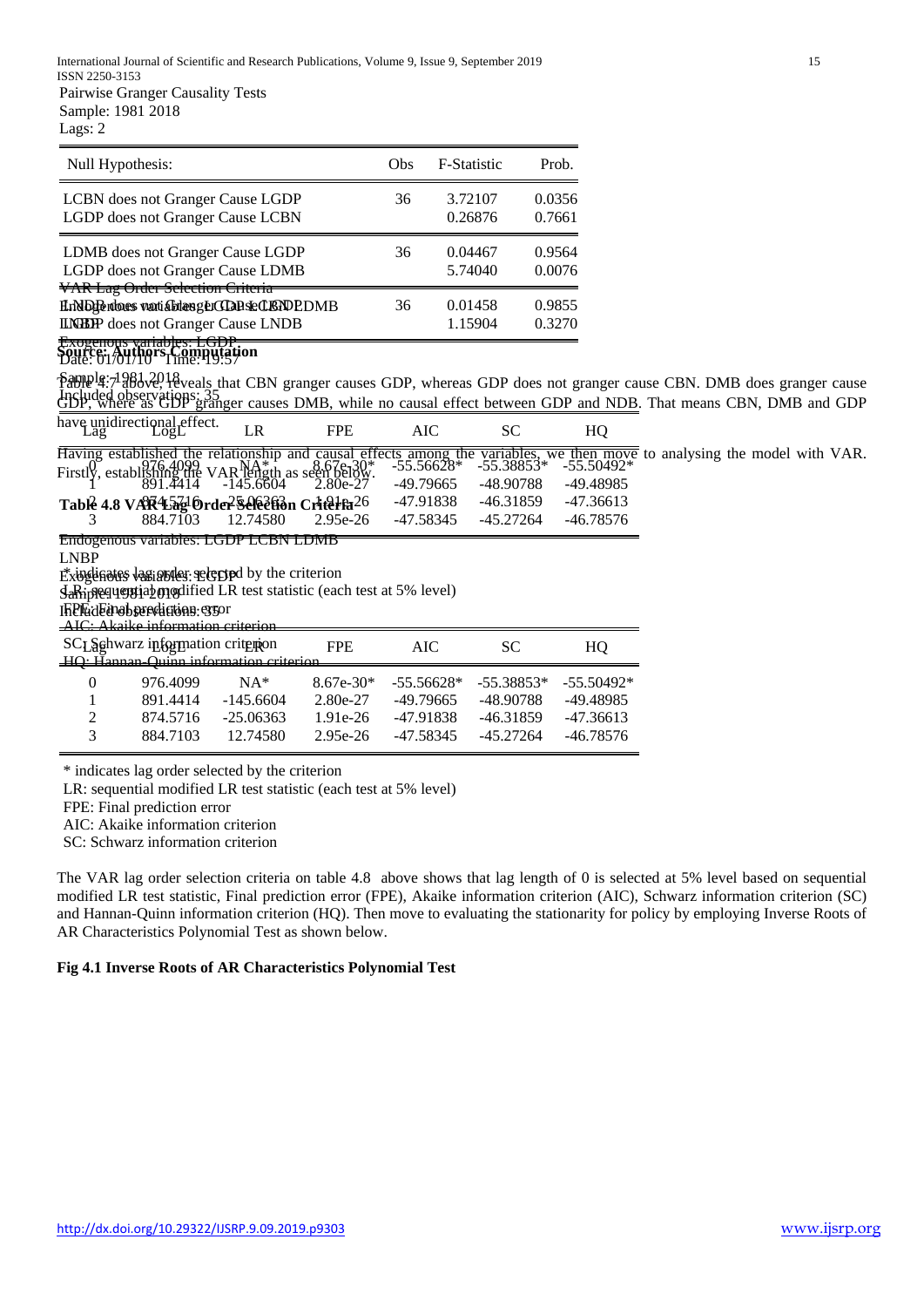Pairwise Granger Causality Tests
Sample: 1981 2018
Lags: 2

| Null Hypothesis: | Obs | F-Statistic | Prob. |
|---|---|---|---|
| LCBN does not Granger Cause LGDP | 36 | 3.72107 | 0.0356 |
| LGDP does not Granger Cause LCBN | | 0.26876 | 0.7661 |
| LDMB does not Granger Cause LGDP | 36 | 0.04467 | 0.9564 |
| LGDP does not Granger Cause LDMB | | 5.74040 | 0.0076 |
| LNDB does not Granger Cause LGDP | 36 | 0.01458 | 0.9855 |
| LGDP does not Granger Cause LNDB | | 1.15904 | 0.3270 |

**Source: Authors Computation**

Table 4.7 above, reveals that CBN granger causes GDP, whereas GDP does not granger cause CBN. DMB does granger cause GDP, where as GDP granger causes DMB, while no causal effect between GDP and NDB. That means CBN, DMB and GDP have unidirectional effect.

Having established the relationship and causal effects among the variables, we then move to analysing the model with VAR. Firstly, establishing the VAR length as seen below.

**Table 4.8 VAR Lag Order Selection Criteria**

VAR Lag Order Selection Criteria
Endogenous variables: LGDP LCBN LDMB LNBP
Exogenous variables: LGDP
Date: 01/01/10 Time: 19:57
Sample: 1981 2018
Included observations: 35

| Lag | LogL | LR | FPE | AIC | SC | HQ |
|---|---|---|---|---|---|---|
| 0 | 976.4099 | NA* | 8.67e-30* | -55.56628* | -55.38853* | -55.50492* |
| 1 | 891.4414 | -145.6604 | 2.80e-27 | -49.79665 | -48.90788 | -49.48985 |
| 2 | 874.5716 | -25.06363 | 1.91e-26 | -47.91838 | -46.31859 | -47.36613 |
| 3 | 884.7103 | 12.74580 | 2.95e-26 | -47.58345 | -45.27264 | -46.78576 |

\* indicates lag order selected by the criterion
LR: sequential modified LR test statistic (each test at 5% level)
FPE: Final prediction error
AIC: Akaike information criterion
SC: Schwarz information criterion
HQ: Hannan-Quinn information criterion

The VAR lag order selection criteria on table 4.8 above shows that lag length of 0 is selected at 5% level based on sequential modified LR test statistic, Final prediction error (FPE), Akaike information criterion (AIC), Schwarz information criterion (SC) and Hannan-Quinn information criterion (HQ). Then move to evaluating the stationarity for policy by employing Inverse Roots of AR Characteristics Polynomial Test as shown below.

**Fig 4.1 Inverse Roots of AR Characteristics Polynomial Test**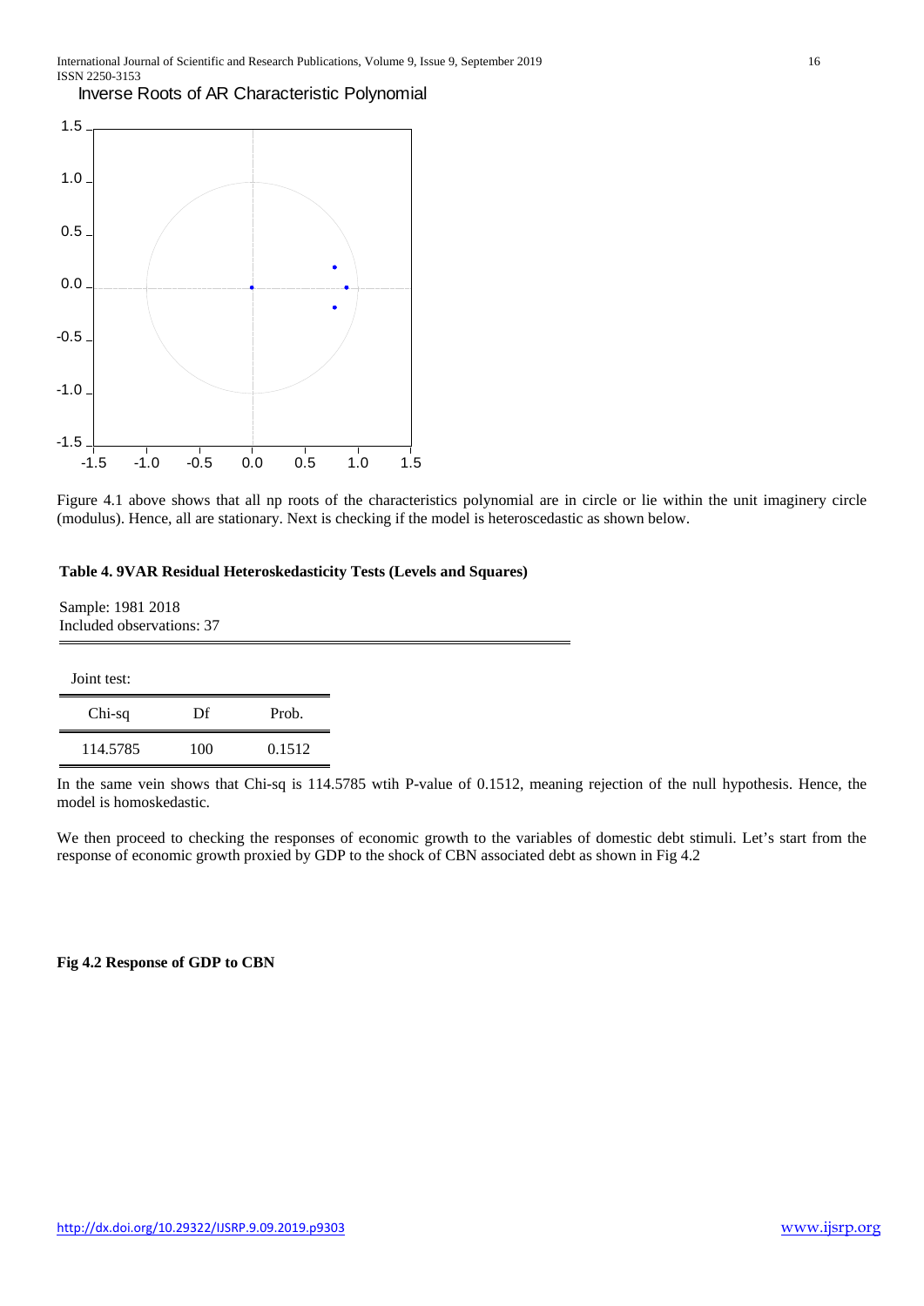Inverse Roots of AR Characteristic Polynomial

Figure 4.1 above shows that all np roots of the characteristics polynomial are in circle or lie within the unit imaginery circle (modulus). Hence, all are stationary. Next is checking if the model is heteroscedastic as shown below.

**Table 4. 9VAR Residual Heteroskedasticity Tests (Levels and Squares)**

Sample: 1981 2018
Included observations: 37

Joint test:

| Chi-sq | Df | Prob. |
|---|---|---|
| 114.5785 | 100 | 0.1512 |

In the same vein shows that Chi-sq is 114.5785 wtih P-value of 0.1512, meaning rejection of the null hypothesis. Hence, the model is homoskedastic.

We then proceed to checking the responses of economic growth to the variables of domestic debt stimuli. Let's start from the response of economic growth proxied by GDP to the shock of CBN associated debt as shown in Fig 4.2

**Fig 4.2 Response of GDP to CBN**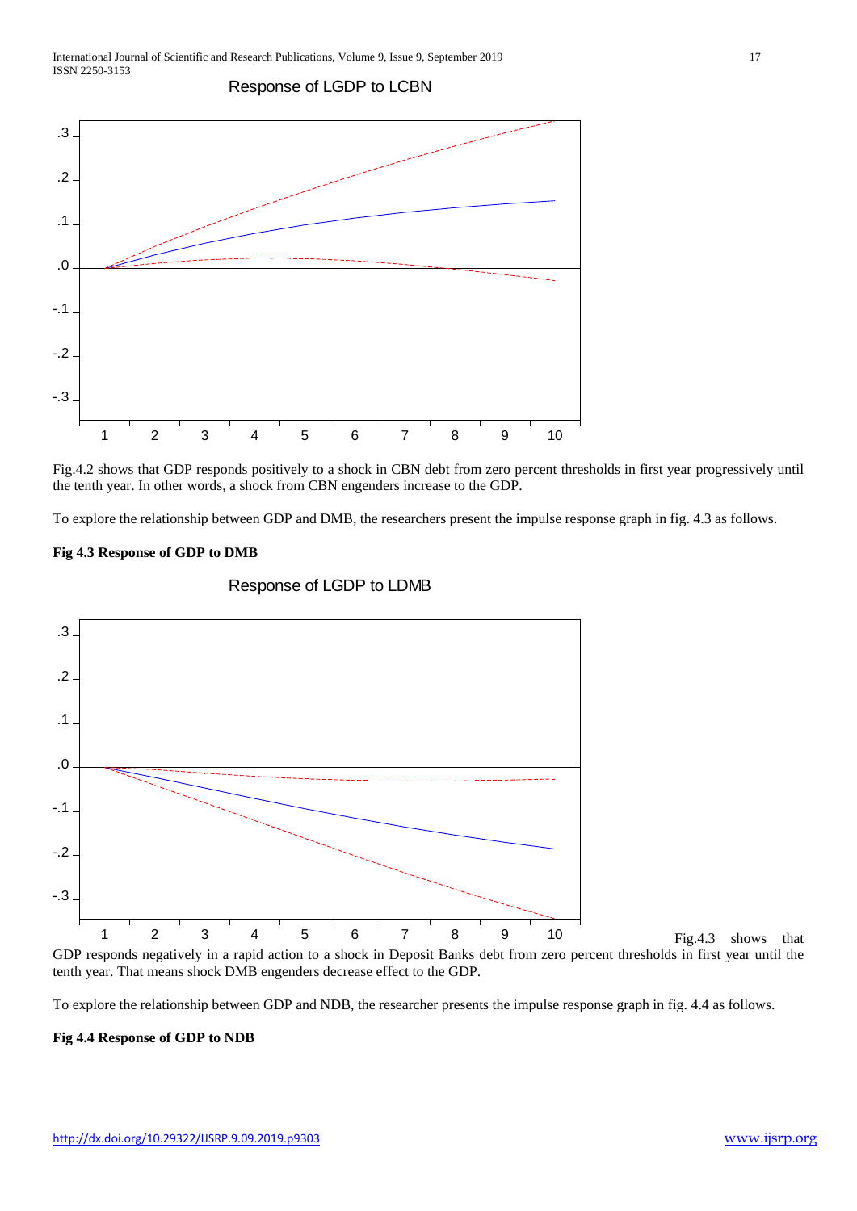Response of LGDP to LCBN

Fig.4.2 shows that GDP responds positively to a shock in CBN debt from zero percent thresholds in first year progressively until the tenth year. In other words, a shock from CBN engenders increase to the GDP.

To explore the relationship between GDP and DMB, the researchers present the impulse response graph in fig. 4.3 as follows.

**Fig 4.3 Response of GDP to DMB**

Response of LGDP to LDMB

Fig.4.3 shows that GDP responds negatively in a rapid action to a shock in Deposit Banks debt from zero percent thresholds in first year until the tenth year. That means shock DMB engenders decrease effect to the GDP.

To explore the relationship between GDP and NDB, the researcher presents the impulse response graph in fig. 4.4 as follows.

**Fig 4.4 Response of GDP to NDB**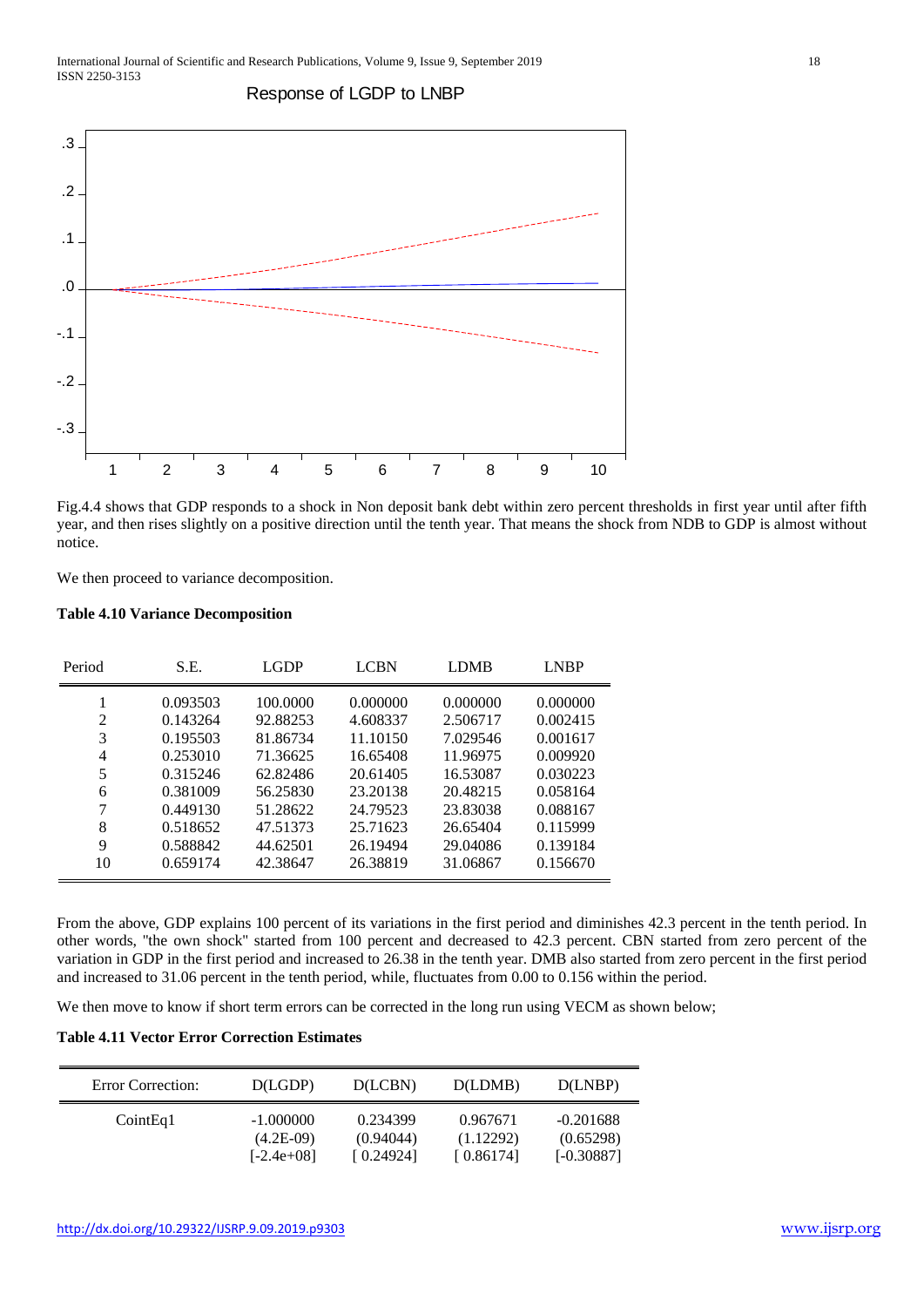Response of LGDP to LNBP

Fig.4.4 shows that GDP responds to a shock in Non deposit bank debt within zero percent thresholds in first year until after fifth year, and then rises slightly on a positive direction until the tenth year. That means the shock from NDB to GDP is almost without notice.

We then proceed to variance decomposition.

**Table 4.10 Variance Decomposition**

| Period | S.E. | LGDP | LCBN | LDMB | LNBP |
|---|---|---|---|---|---|
| 1 | 0.093503 | 100.0000 | 0.000000 | 0.000000 | 0.000000 |
| 2 | 0.143264 | 92.88253 | 4.608337 | 2.506717 | 0.002415 |
| 3 | 0.195503 | 81.86734 | 11.10150 | 7.029546 | 0.001617 |
| 4 | 0.253010 | 71.36625 | 16.65408 | 11.96975 | 0.009920 |
| 5 | 0.315246 | 62.82486 | 20.61405 | 16.53087 | 0.030223 |
| 6 | 0.381009 | 56.25830 | 23.20138 | 20.48215 | 0.058164 |
| 7 | 0.449130 | 51.28622 | 24.79523 | 23.83038 | 0.088167 |
| 8 | 0.518652 | 47.51373 | 25.71623 | 26.65404 | 0.115999 |
| 9 | 0.588842 | 44.62501 | 26.19494 | 29.04086 | 0.139184 |
| 10 | 0.659174 | 42.38647 | 26.38819 | 31.06867 | 0.156670 |

From the above, GDP explains 100 percent of its variations in the first period and diminishes 42.3 percent in the tenth period. In other words, "the own shock" started from 100 percent and decreased to 42.3 percent. CBN started from zero percent of the variation in GDP in the first period and increased to 26.38 in the tenth year. DMB also started from zero percent in the first period and increased to 31.06 percent in the tenth period, while, fluctuates from 0.00 to 0.156 within the period.

We then move to know if short term errors can be corrected in the long run using VECM as shown below;

**Table 4.11 Vector Error Correction Estimates**

| Error Correction: | D(LGDP) | D(LCBN) | D(LDMB) | D(LNBP) |
|---|---|---|---|---|
| CointEq1 | -1.000000 | 0.234399 | 0.967671 | -0.201688 |
| | (4.2E-09) | (0.94044) | (1.12292) | (0.65298) |
| | [-2.4e+08] | [ 0.24924] | [ 0.86174] | [-0.30887] |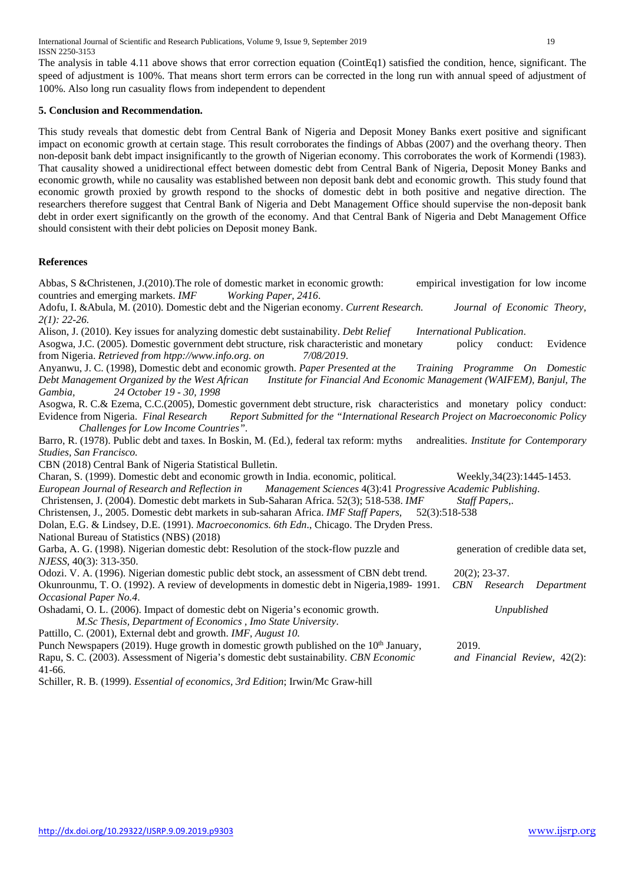The analysis in table 4.11 above shows that error correction equation (CointEq1) satisfied the condition, hence, significant. The speed of adjustment is 100%. That means short term errors can be corrected in the long run with annual speed of adjustment of 100%. Also long run casuality flows from independent to dependent

## 5. Conclusion and Recommendation.

This study reveals that domestic debt from Central Bank of Nigeria and Deposit Money Banks exert positive and significant impact on economic growth at certain stage. This result corroborates the findings of Abbas (2007) and the overhang theory. Then non-deposit bank debt impact insignificantly to the growth of Nigerian economy. This corroborates the work of Kormendi (1983). That causality showed a unidirectional effect between domestic debt from Central Bank of Nigeria, Deposit Money Banks and economic growth, while no causality was established between non deposit bank debt and economic growth. This study found that economic growth proxied by growth respond to the shocks of domestic debt in both positive and negative direction. The researchers therefore suggest that Central Bank of Nigeria and Debt Management Office should supervise the non-deposit bank debt in order exert significantly on the growth of the economy. And that Central Bank of Nigeria and Debt Management Office should consistent with their debt policies on Deposit money Bank.

## References

Abbas, S &Christenen, J.(2010).The role of domestic market in economic growth: empirical investigation for low income countries and emerging markets. *IMF Working Paper, 2416*.

Adofu, I. &Abula, M. (2010). Domestic debt and the Nigerian economy. *Current Research. Journal of Economic Theory, 2(1): 22-26.*

Alison, J. (2010). Key issues for analyzing domestic debt sustainability. *Debt Relief International Publication*.

Asogwa, J.C. (2005). Domestic government debt structure, risk characteristic and monetary policy conduct: Evidence from Nigeria. *Retrieved from htpp://www.info.org. on 7/08/2019*.

Anyanwu, J. C. (1998), Domestic debt and economic growth. *Paper Presented at the Training Programme On Domestic Debt Management Organized by the West African Institute for Financial And Economic Management (WAIFEM), Banjul, The Gambia, 24 October 19 - 30, 1998*

Asogwa, R. C.& Ezema, C.C.(2005), Domestic government debt structure, risk characteristics and monetary policy conduct: Evidence from Nigeria. *Final Research Report Submitted for the "International Research Project on Macroeconomic Policy Challenges for Low Income Countries"*.

Barro, R. (1978). Public debt and taxes. In Boskin, M. (Ed.), federal tax reform: myths andrealities. *Institute for Contemporary Studies, San Francisco.*

CBN (2018) Central Bank of Nigeria Statistical Bulletin.

Charan, S. (1999). Domestic debt and economic growth in India. economic, political. Weekly,34(23):1445-1453.

*European Journal of Research and Reflection in Management Sciences* 4(3):41 *Progressive Academic Publishing*.

Christensen, J. (2004). Domestic debt markets in Sub-Saharan Africa. 52(3); 518-538. *IMF Staff Papers,*.

Christensen, J., 2005. Domestic debt markets in sub-saharan Africa. *IMF Staff Papers,* 52(3):518-538

Dolan, E.G. & Lindsey, D.E. (1991). *Macroeconomics. 6th Edn*., Chicago. The Dryden Press.

National Bureau of Statistics (NBS) (2018)

Garba, A. G. (1998). Nigerian domestic debt: Resolution of the stock-flow puzzle and generation of credible data set, *NJESS*, 40(3): 313-350.

Odozi. V. A. (1996). Nigerian domestic public debt stock, an assessment of CBN debt trend. 20(2); 23-37.

Okunrounmu, T. O. (1992). A review of developments in domestic debt in Nigeria,1989- 1991. *CBN Research Department Occasional Paper No.4*.

Oshadami, O. L. (2006). Impact of domestic debt on Nigeria's economic growth. *Unpublished M.Sc Thesis, Department of Economics , Imo State University*.

Pattillo, C. (2001), External debt and growth. *IMF, August 10.*

Punch Newspapers (2019). Huge growth in domestic growth published on the 10th January, 2019.

Rapu, S. C. (2003). Assessment of Nigeria's domestic debt sustainability. *CBN Economic and Financial Review*, 42(2): 41-66.

Schiller, R. B. (1999). *Essential of economics, 3rd Edition*; Irwin/Mc Graw-hill